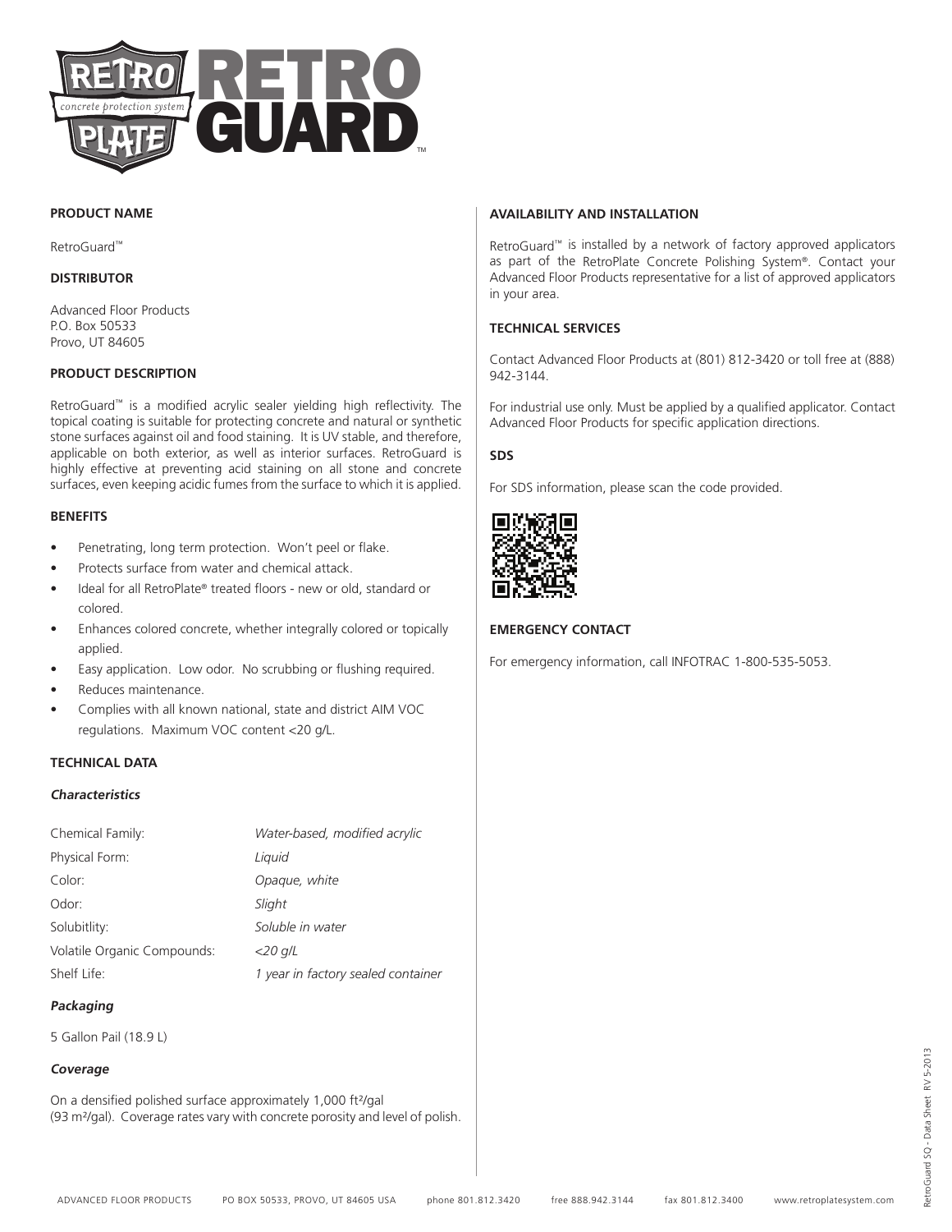# RETRO GUARD™

RETRO PLATE concrete protection system

**PRODUCT NAME**

RetroGuard™

**DISTRIBUTOR**

Advanced Floor Products
P.O. Box 50533
Provo, UT 84605

**PRODUCT DESCRIPTION**

RetroGuard™ is a modified acrylic sealer yielding high reflectivity. The topical coating is suitable for protecting concrete and natural or synthetic stone surfaces against oil and food staining. It is UV stable, and therefore, applicable on both exterior, as well as interior surfaces. RetroGuard is highly effective at preventing acid staining on all stone and concrete surfaces, even keeping acidic fumes from the surface to which it is applied.

**BENEFITS**

- Penetrating, long term protection. Won't peel or flake.
- Protects surface from water and chemical attack.
- Ideal for all RetroPlate® treated floors - new or old, standard or colored.
- Enhances colored concrete, whether integrally colored or topically applied.
- Easy application. Low odor. No scrubbing or flushing required.
- Reduces maintenance.
- Complies with all known national, state and district AIM VOC regulations. Maximum VOC content <20 g/L.

**TECHNICAL DATA**

***Characteristics***

| | |
|---|---|
| Chemical Family: | *Water-based, modified acrylic* |
| Physical Form: | *Liquid* |
| Color: | *Opaque, white* |
| Odor: | *Slight* |
| Solubitlity: | *Soluble in water* |
| Volatile Organic Compounds: | *<20 g/L* |
| Shelf Life: | *1 year in factory sealed container* |

***Packaging***

5 Gallon Pail (18.9 L)

***Coverage***

On a densified polished surface approximately 1,000 ft²/gal (93 m²/gal). Coverage rates vary with concrete porosity and level of polish.

**AVAILABILITY AND INSTALLATION**

RetroGuard™ is installed by a network of factory approved applicators as part of the RetroPlate Concrete Polishing System®. Contact your Advanced Floor Products representative for a list of approved applicators in your area.

**TECHNICAL SERVICES**

Contact Advanced Floor Products at (801) 812-3420 or toll free at (888) 942-3144.

For industrial use only. Must be applied by a qualified applicator. Contact Advanced Floor Products for specific application directions.

**SDS**

For SDS information, please scan the code provided.

**EMERGENCY CONTACT**

For emergency information, call INFOTRAC 1-800-535-5053.

ADVANCED FLOOR PRODUCTS PO BOX 50533, PROVO, UT 84605 USA phone 801.812.3420 free 888.942.3144 fax 801.812.3400 www.retroplatesystem.com

RetroGuard SQ - Data Sheet RV 5-2013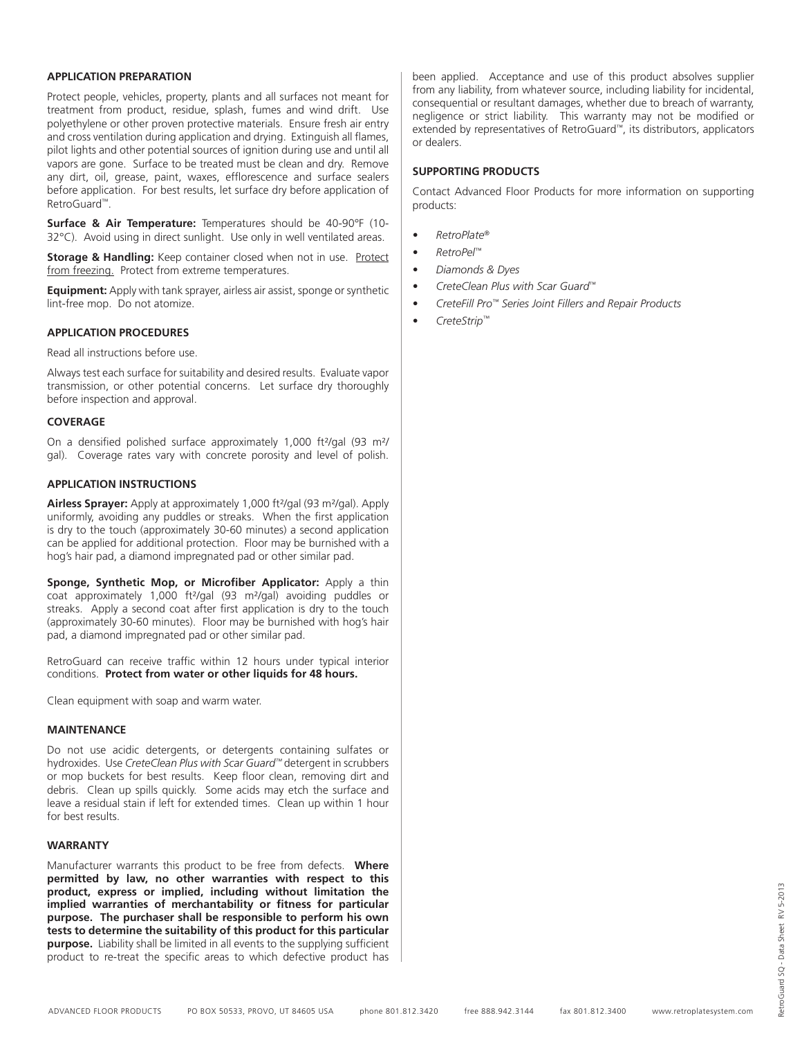## APPLICATION PREPARATION

Protect people, vehicles, property, plants and all surfaces not meant for treatment from product, residue, splash, fumes and wind drift. Use polyethylene or other proven protective materials. Ensure fresh air entry and cross ventilation during application and drying. Extinguish all flames, pilot lights and other potential sources of ignition during use and until all vapors are gone. Surface to be treated must be clean and dry. Remove any dirt, oil, grease, paint, waxes, efflorescence and surface sealers before application. For best results, let surface dry before application of RetroGuard™.

**Surface & Air Temperature:** Temperatures should be 40-90°F (10-32°C). Avoid using in direct sunlight. Use only in well ventilated areas.

**Storage & Handling:** Keep container closed when not in use. Protect from freezing. Protect from extreme temperatures.

**Equipment:** Apply with tank sprayer, airless air assist, sponge or synthetic lint-free mop. Do not atomize.

## APPLICATION PROCEDURES

Read all instructions before use.

Always test each surface for suitability and desired results. Evaluate vapor transmission, or other potential concerns. Let surface dry thoroughly before inspection and approval.

## COVERAGE

On a densified polished surface approximately 1,000 ft²/gal (93 m²/gal). Coverage rates vary with concrete porosity and level of polish.

## APPLICATION INSTRUCTIONS

**Airless Sprayer:** Apply at approximately 1,000 ft²/gal (93 m²/gal). Apply uniformly, avoiding any puddles or streaks. When the first application is dry to the touch (approximately 30-60 minutes) a second application can be applied for additional protection. Floor may be burnished with a hog's hair pad, a diamond impregnated pad or other similar pad.

**Sponge, Synthetic Mop, or Microfiber Applicator:** Apply a thin coat approximately 1,000 ft²/gal (93 m²/gal) avoiding puddles or streaks. Apply a second coat after first application is dry to the touch (approximately 30-60 minutes). Floor may be burnished with hog's hair pad, a diamond impregnated pad or other similar pad.

RetroGuard can receive traffic within 12 hours under typical interior conditions. **Protect from water or other liquids for 48 hours.**

Clean equipment with soap and warm water.

## MAINTENANCE

Do not use acidic detergents, or detergents containing sulfates or hydroxides. Use *CreteClean Plus with Scar Guard™* detergent in scrubbers or mop buckets for best results. Keep floor clean, removing dirt and debris. Clean up spills quickly. Some acids may etch the surface and leave a residual stain if left for extended times. Clean up within 1 hour for best results.

## WARRANTY

Manufacturer warrants this product to be free from defects. **Where permitted by law, no other warranties with respect to this product, express or implied, including without limitation the implied warranties of merchantability or fitness for particular purpose. The purchaser shall be responsible to perform his own tests to determine the suitability of this product for this particular purpose.** Liability shall be limited in all events to the supplying sufficient product to re-treat the specific areas to which defective product has been applied. Acceptance and use of this product absolves supplier from any liability, from whatever source, including liability for incidental, consequential or resultant damages, whether due to breach of warranty, negligence or strict liability. This warranty may not be modified or extended by representatives of RetroGuard™, its distributors, applicators or dealers.

## SUPPORTING PRODUCTS

Contact Advanced Floor Products for more information on supporting products:

- *RetroPlate®*
- *RetroPel™*
- *Diamonds & Dyes*
- *CreteClean Plus with Scar Guard™*
- *CreteFill Pro™ Series Joint Fillers and Repair Products*
- *CreteStrip™*

RetroGuard SQ - Data Sheet RV 5-2013

ADVANCED FLOOR PRODUCTS PO BOX 50533, PROVO, UT 84605 USA phone 801.812.3420 free 888.942.3144 fax 801.812.3400 www.retroplatesystem.com